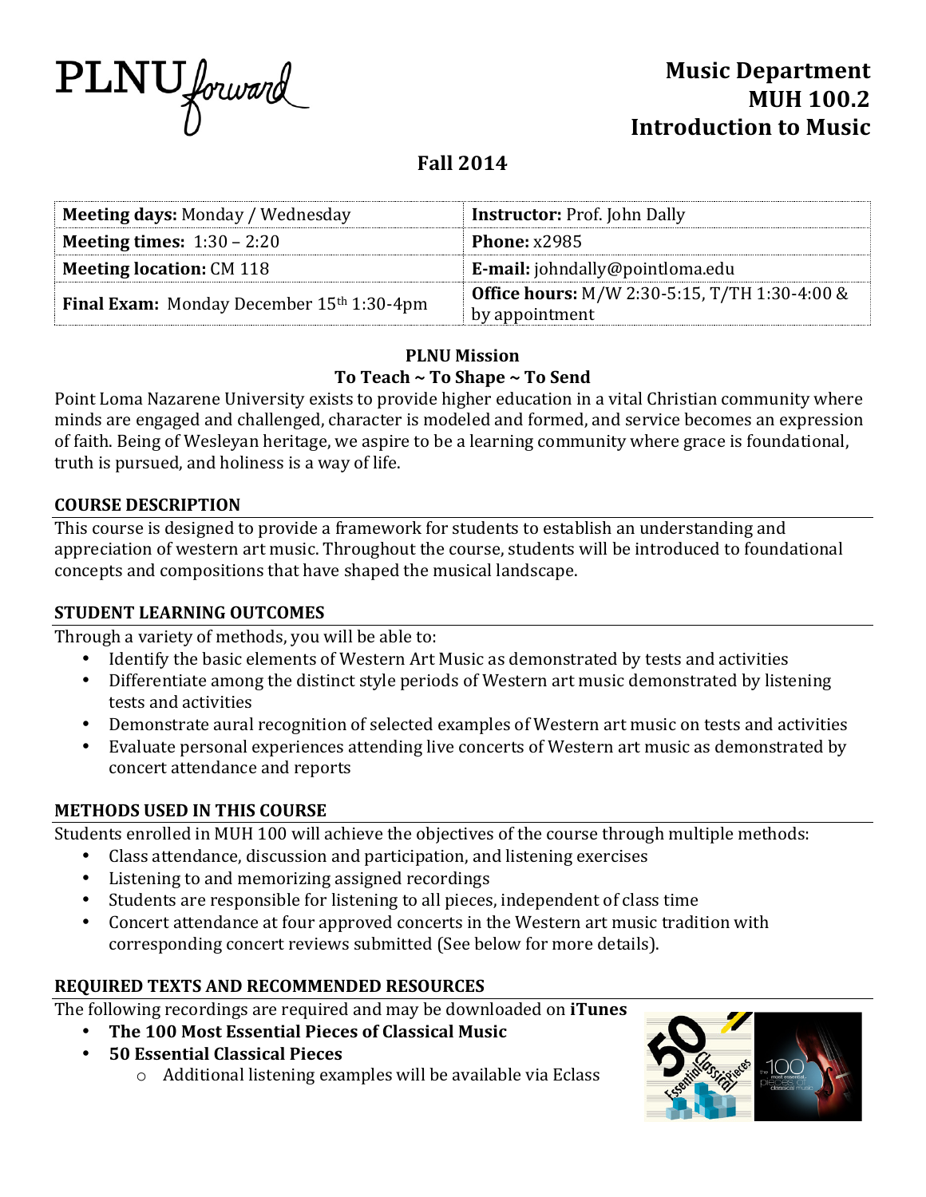PLNU forward

# Music Department
# MUH 100.2
# Introduction to Music

## Fall 2014

| | |
|---|---|
| **Meeting days:** Monday / Wednesday | **Instructor:** Prof. John Dally |
| **Meeting times:** 1:30 – 2:20 | **Phone:** x2985 |
| **Meeting location:** CM 118 | **E-mail:** johndally@pointloma.edu |
| **Final Exam:** Monday December 15th 1:30-4pm | **Office hours:** M/W 2:30-5:15, T/TH 1:30-4:00 & by appointment |

**PLNU Mission**
**To Teach ~ To Shape ~ To Send**

Point Loma Nazarene University exists to provide higher education in a vital Christian community where minds are engaged and challenged, character is modeled and formed, and service becomes an expression of faith. Being of Wesleyan heritage, we aspire to be a learning community where grace is foundational, truth is pursued, and holiness is a way of life.

## COURSE DESCRIPTION

This course is designed to provide a framework for students to establish an understanding and appreciation of western art music. Throughout the course, students will be introduced to foundational concepts and compositions that have shaped the musical landscape.

## STUDENT LEARNING OUTCOMES

Through a variety of methods, you will be able to:

- Identify the basic elements of Western Art Music as demonstrated by tests and activities
- Differentiate among the distinct style periods of Western art music demonstrated by listening tests and activities
- Demonstrate aural recognition of selected examples of Western art music on tests and activities
- Evaluate personal experiences attending live concerts of Western art music as demonstrated by concert attendance and reports

## METHODS USED IN THIS COURSE

Students enrolled in MUH 100 will achieve the objectives of the course through multiple methods:

- Class attendance, discussion and participation, and listening exercises
- Listening to and memorizing assigned recordings
- Students are responsible for listening to all pieces, independent of class time
- Concert attendance at four approved concerts in the Western art music tradition with corresponding concert reviews submitted (See below for more details).

## REQUIRED TEXTS AND RECOMMENDED RESOURCES

The following recordings are required and may be downloaded on **iTunes**

- **The 100 Most Essential Pieces of Classical Music**
- **50 Essential Classical Pieces**
  - Additional listening examples will be available via Eclass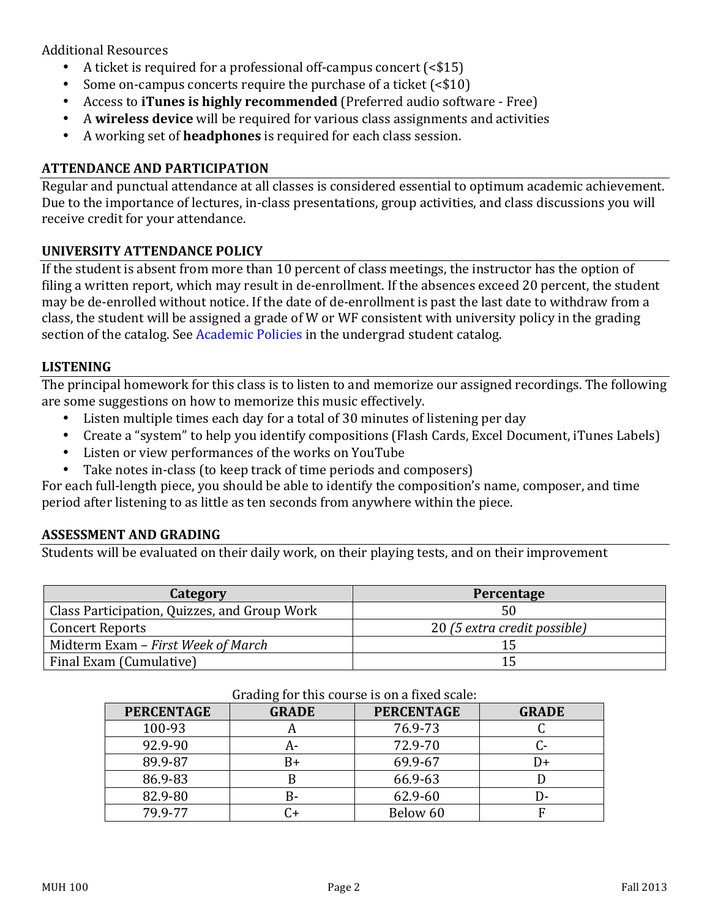Additional Resources

- A ticket is required for a professional off-campus concert (<$15)
- Some on-campus concerts require the purchase of a ticket (<$10)
- Access to **iTunes is highly recommended** (Preferred audio software - Free)
- A **wireless device** will be required for various class assignments and activities
- A working set of **headphones** is required for each class session.

## ATTENDANCE AND PARTICIPATION

Regular and punctual attendance at all classes is considered essential to optimum academic achievement. Due to the importance of lectures, in-class presentations, group activities, and class discussions you will receive credit for your attendance.

## UNIVERSITY ATTENDANCE POLICY

If the student is absent from more than 10 percent of class meetings, the instructor has the option of filing a written report, which may result in de-enrollment. If the absences exceed 20 percent, the student may be de-enrolled without notice. If the date of de-enrollment is past the last date to withdraw from a class, the student will be assigned a grade of W or WF consistent with university policy in the grading section of the catalog. See Academic Policies in the undergrad student catalog.

## LISTENING

The principal homework for this class is to listen to and memorize our assigned recordings. The following are some suggestions on how to memorize this music effectively.

- Listen multiple times each day for a total of 30 minutes of listening per day
- Create a "system" to help you identify compositions (Flash Cards, Excel Document, iTunes Labels)
- Listen or view performances of the works on YouTube
- Take notes in-class (to keep track of time periods and composers)

For each full-length piece, you should be able to identify the composition's name, composer, and time period after listening to as little as ten seconds from anywhere within the piece.

## ASSESSMENT AND GRADING

Students will be evaluated on their daily work, on their playing tests, and on their improvement

| Category | Percentage |
|---|---|
| Class Participation, Quizzes, and Group Work | 50 |
| Concert Reports | 20 *(5 extra credit possible)* |
| Midterm Exam – *First Week of March* | 15 |
| Final Exam (Cumulative) | 15 |

Grading for this course is on a fixed scale:

| PERCENTAGE | GRADE | PERCENTAGE | GRADE |
|---|---|---|---|
| 100-93 | A | 76.9-73 | C |
| 92.9-90 | A- | 72.9-70 | C- |
| 89.9-87 | B+ | 69.9-67 | D+ |
| 86.9-83 | B | 66.9-63 | D |
| 82.9-80 | B- | 62.9-60 | D- |
| 79.9-77 | C+ | Below 60 | F |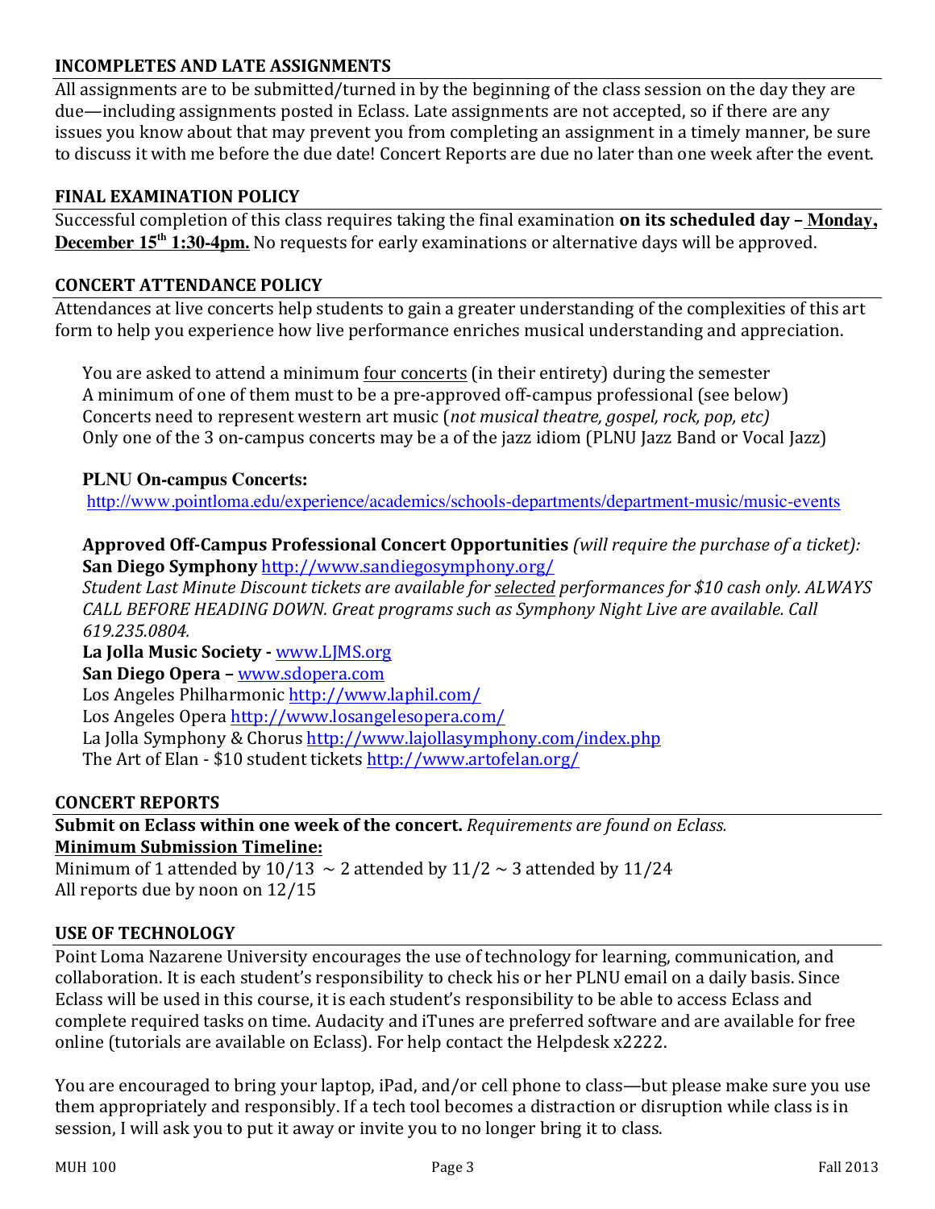## INCOMPLETES AND LATE ASSIGNMENTS

All assignments are to be submitted/turned in by the beginning of the class session on the day they are due—including assignments posted in Eclass. Late assignments are not accepted, so if there are any issues you know about that may prevent you from completing an assignment in a timely manner, be sure to discuss it with me before the due date! Concert Reports are due no later than one week after the event.

## FINAL EXAMINATION POLICY

Successful completion of this class requires taking the final examination **on its scheduled day – <u>Monday, December 15th 1:30-4pm.</u>** No requests for early examinations or alternative days will be approved.

## CONCERT ATTENDANCE POLICY

Attendances at live concerts help students to gain a greater understanding of the complexities of this art form to help you experience how live performance enriches musical understanding and appreciation.

You are asked to attend a minimum <u>four concerts</u> (in their entirety) during the semester
A minimum of one of them must to be a pre-approved off-campus professional (see below)
Concerts need to represent western art music (*not musical theatre, gospel, rock, pop, etc)*
Only one of the 3 on-campus concerts may be a of the jazz idiom (PLNU Jazz Band or Vocal Jazz)

**PLNU On-campus Concerts:**
http://www.pointloma.edu/experience/academics/schools-departments/department-music/music-events

**Approved Off-Campus Professional Concert Opportunities** *(will require the purchase of a ticket)*:
**San Diego Symphony** http://www.sandiegosymphony.org/
*Student Last Minute Discount tickets are available for <u>selected</u> performances for $10 cash only. ALWAYS CALL BEFORE HEADING DOWN. Great programs such as Symphony Night Live are available. Call 619.235.0804.*
**La Jolla Music Society -** www.LJMS.org
**San Diego Opera –** www.sdopera.com
Los Angeles Philharmonic http://www.laphil.com/
Los Angeles Opera http://www.losangelesopera.com/
La Jolla Symphony & Chorus http://www.lajollasymphony.com/index.php
The Art of Elan - $10 student tickets http://www.artofelan.org/

## CONCERT REPORTS

**Submit on Eclass within one week of the concert.** *Requirements are found on Eclass.*
**<u>Minimum Submission Timeline:</u>**
Minimum of 1 attended by 10/13 ~ 2 attended by 11/2 ~ 3 attended by 11/24
All reports due by noon on 12/15

## USE OF TECHNOLOGY

Point Loma Nazarene University encourages the use of technology for learning, communication, and collaboration. It is each student's responsibility to check his or her PLNU email on a daily basis. Since Eclass will be used in this course, it is each student's responsibility to be able to access Eclass and complete required tasks on time. Audacity and iTunes are preferred software and are available for free online (tutorials are available on Eclass). For help contact the Helpdesk x2222.

You are encouraged to bring your laptop, iPad, and/or cell phone to class—but please make sure you use them appropriately and responsibly. If a tech tool becomes a distraction or disruption while class is in session, I will ask you to put it away or invite you to no longer bring it to class.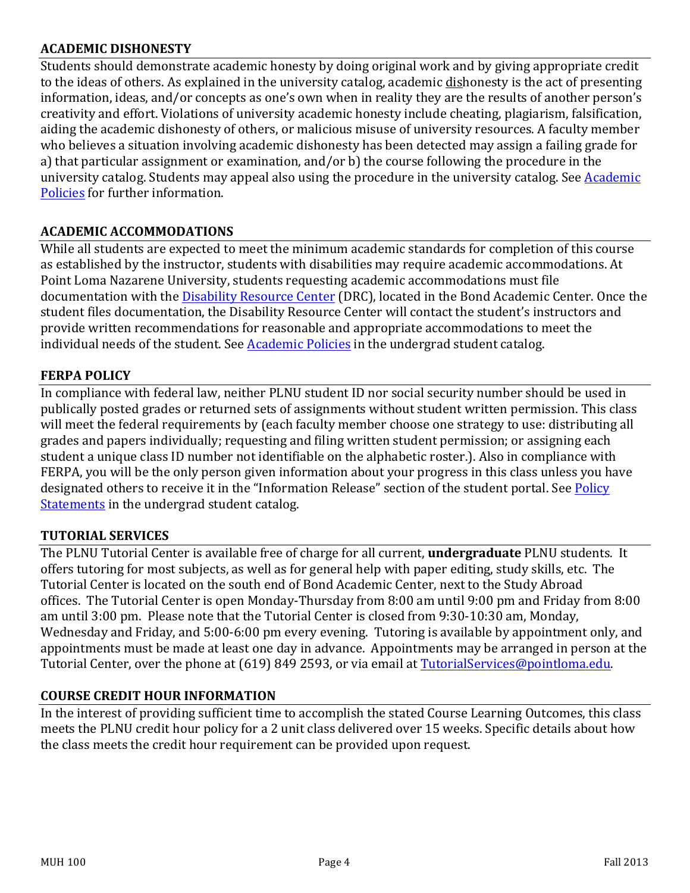## ACADEMIC DISHONESTY

Students should demonstrate academic honesty by doing original work and by giving appropriate credit to the ideas of others. As explained in the university catalog, academic dishonesty is the act of presenting information, ideas, and/or concepts as one's own when in reality they are the results of another person's creativity and effort. Violations of university academic honesty include cheating, plagiarism, falsification, aiding the academic dishonesty of others, or malicious misuse of university resources. A faculty member who believes a situation involving academic dishonesty has been detected may assign a failing grade for a) that particular assignment or examination, and/or b) the course following the procedure in the university catalog. Students may appeal also using the procedure in the university catalog. See Academic Policies for further information.

## ACADEMIC ACCOMMODATIONS

While all students are expected to meet the minimum academic standards for completion of this course as established by the instructor, students with disabilities may require academic accommodations. At Point Loma Nazarene University, students requesting academic accommodations must file documentation with the Disability Resource Center (DRC), located in the Bond Academic Center. Once the student files documentation, the Disability Resource Center will contact the student's instructors and provide written recommendations for reasonable and appropriate accommodations to meet the individual needs of the student. See Academic Policies in the undergrad student catalog.

## FERPA POLICY

In compliance with federal law, neither PLNU student ID nor social security number should be used in publically posted grades or returned sets of assignments without student written permission. This class will meet the federal requirements by (each faculty member choose one strategy to use: distributing all grades and papers individually; requesting and filing written student permission; or assigning each student a unique class ID number not identifiable on the alphabetic roster.). Also in compliance with FERPA, you will be the only person given information about your progress in this class unless you have designated others to receive it in the "Information Release" section of the student portal. See Policy Statements in the undergrad student catalog.

## TUTORIAL SERVICES

The PLNU Tutorial Center is available free of charge for all current, **undergraduate** PLNU students. It offers tutoring for most subjects, as well as for general help with paper editing, study skills, etc. The Tutorial Center is located on the south end of Bond Academic Center, next to the Study Abroad offices. The Tutorial Center is open Monday-Thursday from 8:00 am until 9:00 pm and Friday from 8:00 am until 3:00 pm. Please note that the Tutorial Center is closed from 9:30-10:30 am, Monday, Wednesday and Friday, and 5:00-6:00 pm every evening. Tutoring is available by appointment only, and appointments must be made at least one day in advance. Appointments may be arranged in person at the Tutorial Center, over the phone at (619) 849 2593, or via email at TutorialServices@pointloma.edu.

## COURSE CREDIT HOUR INFORMATION

In the interest of providing sufficient time to accomplish the stated Course Learning Outcomes, this class meets the PLNU credit hour policy for a 2 unit class delivered over 15 weeks. Specific details about how the class meets the credit hour requirement can be provided upon request.